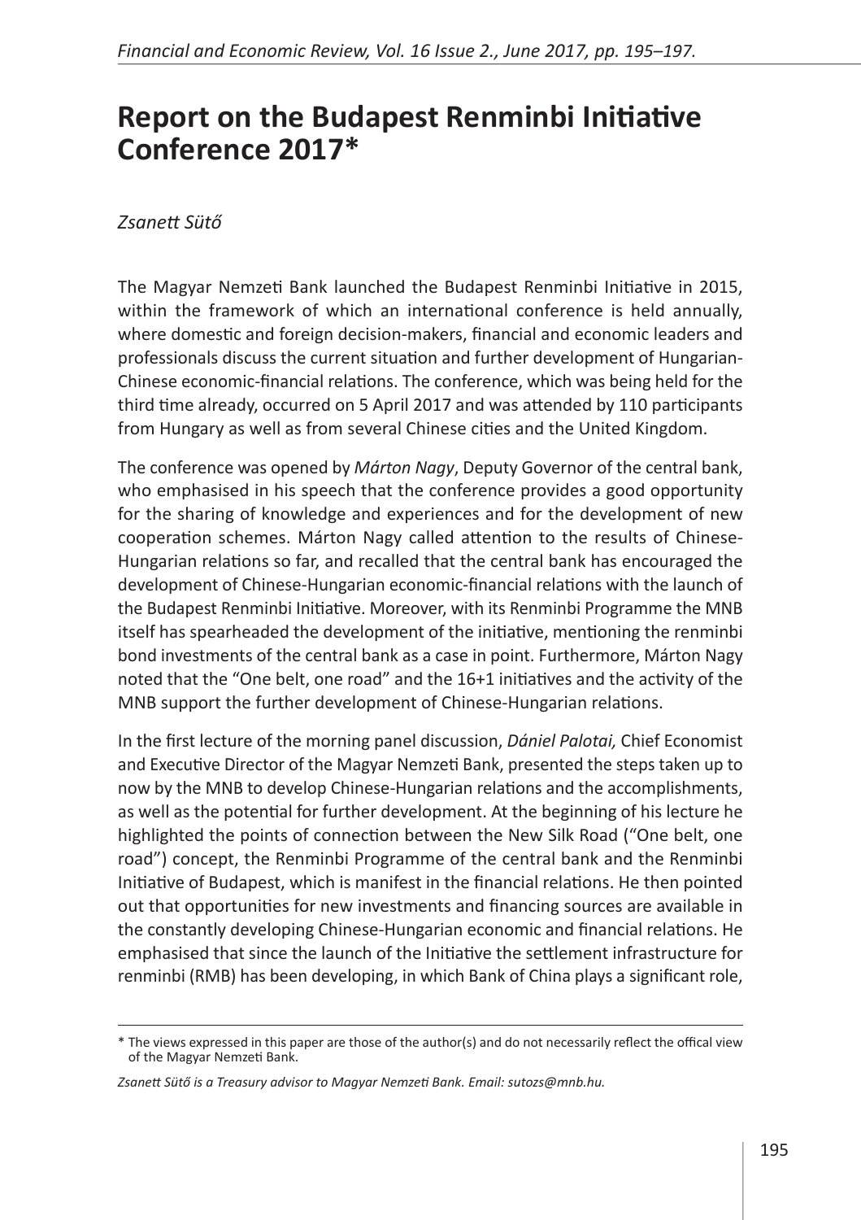# Report on the Budapest Renminbi Initiative Conference 2017*

*Zsanett Sütő*

The Magyar Nemzeti Bank launched the Budapest Renminbi Initiative in 2015, within the framework of which an international conference is held annually, where domestic and foreign decision-makers, financial and economic leaders and professionals discuss the current situation and further development of Hungarian-Chinese economic-financial relations. The conference, which was being held for the third time already, occurred on 5 April 2017 and was attended by 110 participants from Hungary as well as from several Chinese cities and the United Kingdom.

The conference was opened by *Márton Nagy*, Deputy Governor of the central bank, who emphasised in his speech that the conference provides a good opportunity for the sharing of knowledge and experiences and for the development of new cooperation schemes. Márton Nagy called attention to the results of Chinese-Hungarian relations so far, and recalled that the central bank has encouraged the development of Chinese-Hungarian economic-financial relations with the launch of the Budapest Renminbi Initiative. Moreover, with its Renminbi Programme the MNB itself has spearheaded the development of the initiative, mentioning the renminbi bond investments of the central bank as a case in point. Furthermore, Márton Nagy noted that the "One belt, one road" and the 16+1 initiatives and the activity of the MNB support the further development of Chinese-Hungarian relations.

In the first lecture of the morning panel discussion, *Dániel Palotai,* Chief Economist and Executive Director of the Magyar Nemzeti Bank, presented the steps taken up to now by the MNB to develop Chinese-Hungarian relations and the accomplishments, as well as the potential for further development. At the beginning of his lecture he highlighted the points of connection between the New Silk Road ("One belt, one road") concept, the Renminbi Programme of the central bank and the Renminbi Initiative of Budapest, which is manifest in the financial relations. He then pointed out that opportunities for new investments and financing sources are available in the constantly developing Chinese-Hungarian economic and financial relations. He emphasised that since the launch of the Initiative the settlement infrastructure for renminbi (RMB) has been developing, in which Bank of China plays a significant role,

---

* The views expressed in this paper are those of the author(s) and do not necessarily reflect the offical view of the Magyar Nemzeti Bank.

*Zsanett Sütő is a Treasury advisor to Magyar Nemzeti Bank. Email: sutozs@mnb.hu.*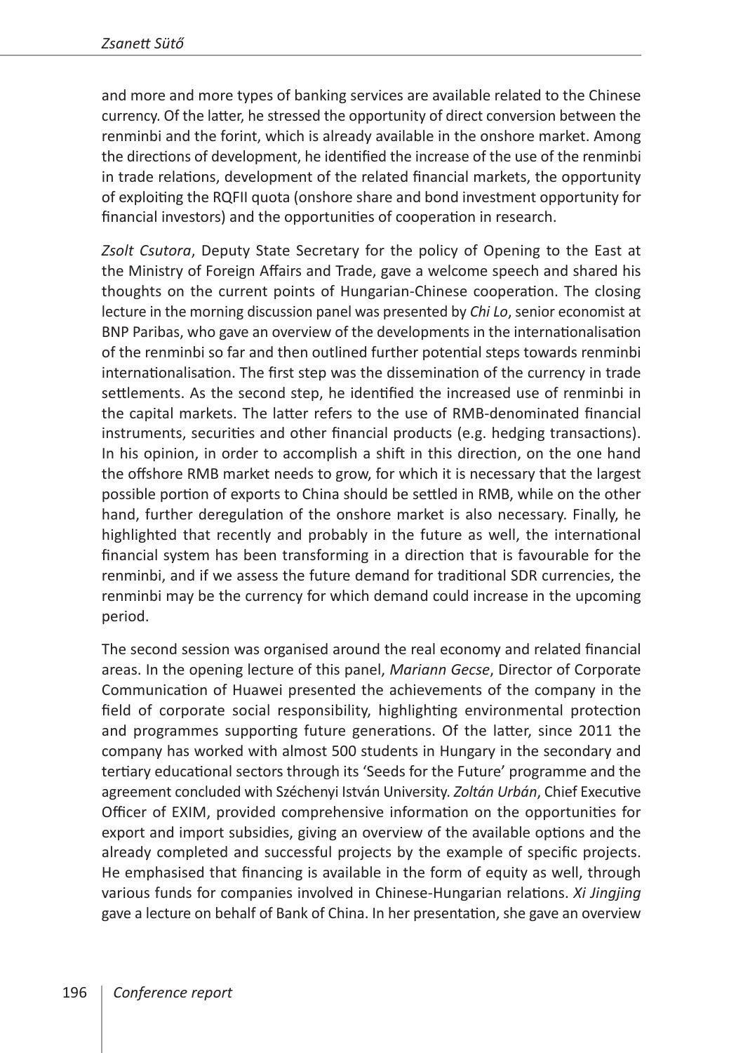and more and more types of banking services are available related to the Chinese currency. Of the latter, he stressed the opportunity of direct conversion between the renminbi and the forint, which is already available in the onshore market. Among the directions of development, he identified the increase of the use of the renminbi in trade relations, development of the related financial markets, the opportunity of exploiting the RQFII quota (onshore share and bond investment opportunity for financial investors) and the opportunities of cooperation in research.

*Zsolt Csutora*, Deputy State Secretary for the policy of Opening to the East at the Ministry of Foreign Affairs and Trade, gave a welcome speech and shared his thoughts on the current points of Hungarian-Chinese cooperation. The closing lecture in the morning discussion panel was presented by *Chi Lo*, senior economist at BNP Paribas, who gave an overview of the developments in the internationalisation of the renminbi so far and then outlined further potential steps towards renminbi internationalisation. The first step was the dissemination of the currency in trade settlements. As the second step, he identified the increased use of renminbi in the capital markets. The latter refers to the use of RMB-denominated financial instruments, securities and other financial products (e.g. hedging transactions). In his opinion, in order to accomplish a shift in this direction, on the one hand the offshore RMB market needs to grow, for which it is necessary that the largest possible portion of exports to China should be settled in RMB, while on the other hand, further deregulation of the onshore market is also necessary. Finally, he highlighted that recently and probably in the future as well, the international financial system has been transforming in a direction that is favourable for the renminbi, and if we assess the future demand for traditional SDR currencies, the renminbi may be the currency for which demand could increase in the upcoming period.

The second session was organised around the real economy and related financial areas. In the opening lecture of this panel, *Mariann Gecse*, Director of Corporate Communication of Huawei presented the achievements of the company in the field of corporate social responsibility, highlighting environmental protection and programmes supporting future generations. Of the latter, since 2011 the company has worked with almost 500 students in Hungary in the secondary and tertiary educational sectors through its 'Seeds for the Future' programme and the agreement concluded with Széchenyi István University. *Zoltán Urbán*, Chief Executive Officer of EXIM, provided comprehensive information on the opportunities for export and import subsidies, giving an overview of the available options and the already completed and successful projects by the example of specific projects. He emphasised that financing is available in the form of equity as well, through various funds for companies involved in Chinese-Hungarian relations. *Xi Jingjing* gave a lecture on behalf of Bank of China. In her presentation, she gave an overview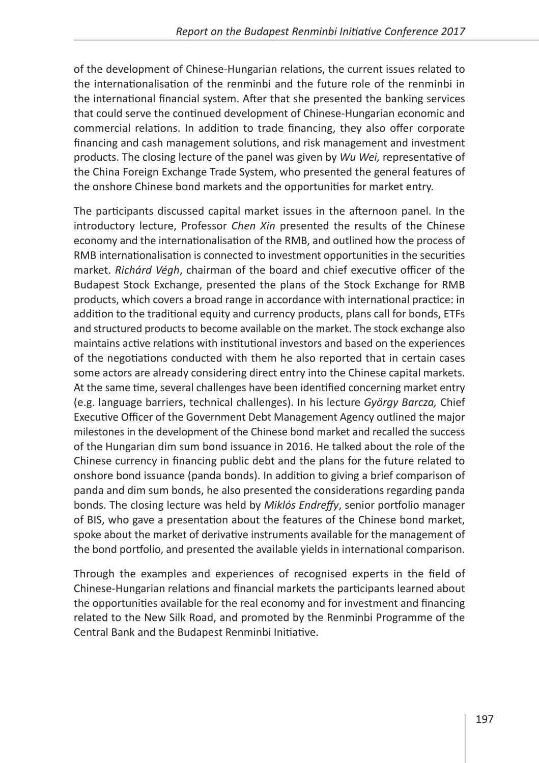of the development of Chinese-Hungarian relations, the current issues related to the internationalisation of the renminbi and the future role of the renminbi in the international financial system. After that she presented the banking services that could serve the continued development of Chinese-Hungarian economic and commercial relations. In addition to trade financing, they also offer corporate financing and cash management solutions, and risk management and investment products. The closing lecture of the panel was given by *Wu Wei,* representative of the China Foreign Exchange Trade System, who presented the general features of the onshore Chinese bond markets and the opportunities for market entry.

The participants discussed capital market issues in the afternoon panel. In the introductory lecture, Professor *Chen Xin* presented the results of the Chinese economy and the internationalisation of the RMB, and outlined how the process of RMB internationalisation is connected to investment opportunities in the securities market. *Richárd Végh*, chairman of the board and chief executive officer of the Budapest Stock Exchange, presented the plans of the Stock Exchange for RMB products, which covers a broad range in accordance with international practice: in addition to the traditional equity and currency products, plans call for bonds, ETFs and structured products to become available on the market. The stock exchange also maintains active relations with institutional investors and based on the experiences of the negotiations conducted with them he also reported that in certain cases some actors are already considering direct entry into the Chinese capital markets. At the same time, several challenges have been identified concerning market entry (e.g. language barriers, technical challenges). In his lecture *György Barcza,* Chief Executive Officer of the Government Debt Management Agency outlined the major milestones in the development of the Chinese bond market and recalled the success of the Hungarian dim sum bond issuance in 2016. He talked about the role of the Chinese currency in financing public debt and the plans for the future related to onshore bond issuance (panda bonds). In addition to giving a brief comparison of panda and dim sum bonds, he also presented the considerations regarding panda bonds. The closing lecture was held by *Miklós Endreffy*, senior portfolio manager of BIS, who gave a presentation about the features of the Chinese bond market, spoke about the market of derivative instruments available for the management of the bond portfolio, and presented the available yields in international comparison.

Through the examples and experiences of recognised experts in the field of Chinese-Hungarian relations and financial markets the participants learned about the opportunities available for the real economy and for investment and financing related to the New Silk Road, and promoted by the Renminbi Programme of the Central Bank and the Budapest Renminbi Initiative.